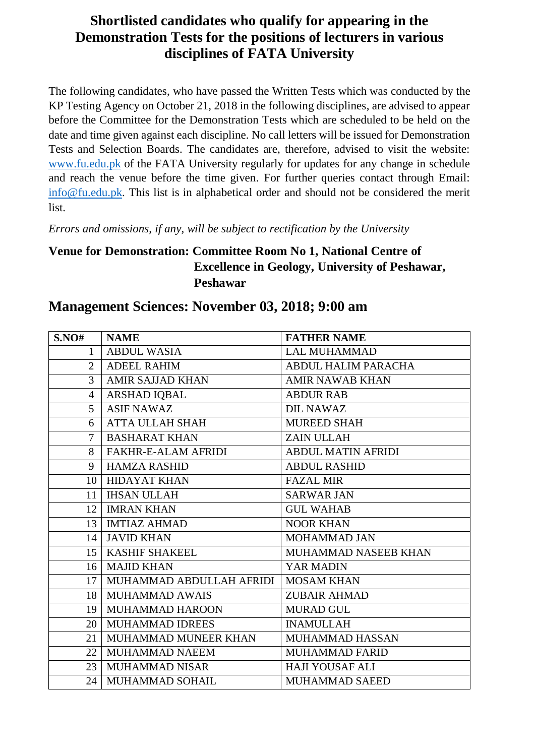# Shortlisted candidates who qualify for appearing in the Demonstration Tests for the positions of lecturers in various disciplines of FATA University

The following candidates, who have passed the Written Tests which was conducted by the KP Testing Agency on October 21, 2018 in the following disciplines, are advised to appear before the Committee for the Demonstration Tests which are scheduled to be held on the date and time given against each discipline. No call letters will be issued for Demonstration Tests and Selection Boards. The candidates are, therefore, advised to visit the website: www.fu.edu.pk of the FATA University regularly for updates for any change in schedule and reach the venue before the time given. For further queries contact through Email: info@fu.edu.pk. This list is in alphabetical order and should not be considered the merit list.

*Errors and omissions, if any, will be subject to rectification by the University*

**Venue for Demonstration: Committee Room No 1, National Centre of Excellence in Geology, University of Peshawar, Peshawar**

## Management Sciences: November 03, 2018; 9:00 am

| S.NO# | NAME | FATHER NAME |
|---|---|---|
| 1 | ABDUL WASIA | LAL MUHAMMAD |
| 2 | ADEEL RAHIM | ABDUL HALIM PARACHA |
| 3 | AMIR SAJJAD KHAN | AMIR NAWAB KHAN |
| 4 | ARSHAD IQBAL | ABDUR RAB |
| 5 | ASIF NAWAZ | DIL NAWAZ |
| 6 | ATTA ULLAH SHAH | MUREED SHAH |
| 7 | BASHARAT KHAN | ZAIN ULLAH |
| 8 | FAKHR-E-ALAM AFRIDI | ABDUL MATIN AFRIDI |
| 9 | HAMZA RASHID | ABDUL RASHID |
| 10 | HIDAYAT KHAN | FAZAL MIR |
| 11 | IHSAN ULLAH | SARWAR JAN |
| 12 | IMRAN KHAN | GUL WAHAB |
| 13 | IMTIAZ AHMAD | NOOR KHAN |
| 14 | JAVID KHAN | MOHAMMAD JAN |
| 15 | KASHIF SHAKEEL | MUHAMMAD NASEEB KHAN |
| 16 | MAJID KHAN | YAR MADIN |
| 17 | MUHAMMAD ABDULLAH AFRIDI | MOSAM KHAN |
| 18 | MUHAMMAD AWAIS | ZUBAIR AHMAD |
| 19 | MUHAMMAD HAROON | MURAD GUL |
| 20 | MUHAMMAD IDREES | INAMULLAH |
| 21 | MUHAMMAD MUNEER KHAN | MUHAMMAD HASSAN |
| 22 | MUHAMMAD NAEEM | MUHAMMAD FARID |
| 23 | MUHAMMAD NISAR | HAJI YOUSAF ALI |
| 24 | MUHAMMAD SOHAIL | MUHAMMAD SAEED |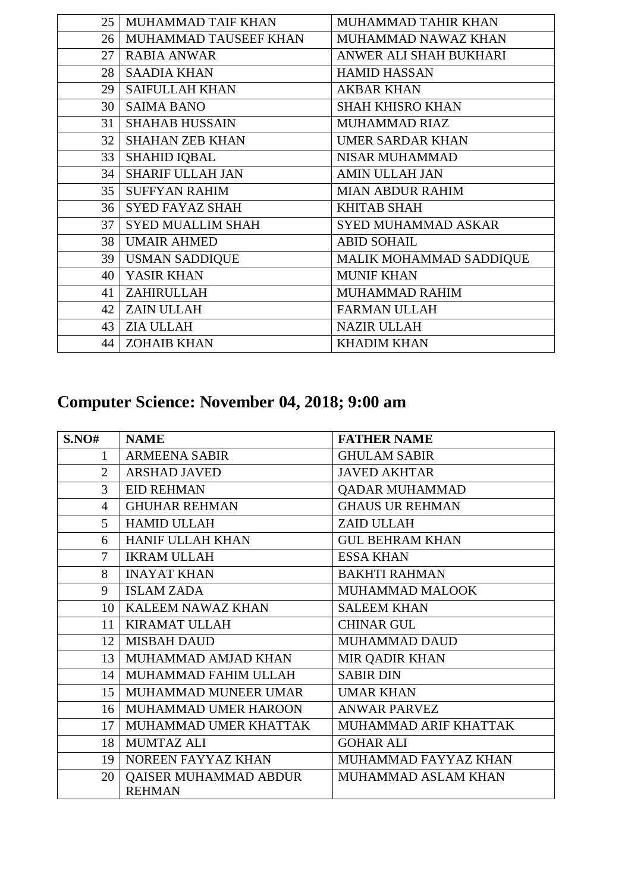| | | |
|---|---|---|
| 25 | MUHAMMAD TAIF KHAN | MUHAMMAD TAHIR KHAN |
| 26 | MUHAMMAD TAUSEEF KHAN | MUHAMMAD NAWAZ KHAN |
| 27 | RABIA ANWAR | ANWER ALI SHAH BUKHARI |
| 28 | SAADIA KHAN | HAMID HASSAN |
| 29 | SAIFULLAH KHAN | AKBAR KHAN |
| 30 | SAIMA BANO | SHAH KHISRO KHAN |
| 31 | SHAHAB HUSSAIN | MUHAMMAD RIAZ |
| 32 | SHAHAN ZEB KHAN | UMER SARDAR KHAN |
| 33 | SHAHID IQBAL | NISAR MUHAMMAD |
| 34 | SHARIF ULLAH JAN | AMIN ULLAH JAN |
| 35 | SUFFYAN RAHIM | MIAN ABDUR RAHIM |
| 36 | SYED FAYAZ SHAH | KHITAB SHAH |
| 37 | SYED MUALLIM SHAH | SYED MUHAMMAD ASKAR |
| 38 | UMAIR AHMED | ABID SOHAIL |
| 39 | USMAN SADDIQUE | MALIK MOHAMMAD SADDIQUE |
| 40 | YASIR KHAN | MUNIF KHAN |
| 41 | ZAHIRULLAH | MUHAMMAD RAHIM |
| 42 | ZAIN ULLAH | FARMAN ULLAH |
| 43 | ZIA ULLAH | NAZIR ULLAH |
| 44 | ZOHAIB KHAN | KHADIM KHAN |

## Computer Science: November 04, 2018; 9:00 am

| S.NO# | NAME | FATHER NAME |
|---|---|---|
| 1 | ARMEENA SABIR | GHULAM SABIR |
| 2 | ARSHAD JAVED | JAVED AKHTAR |
| 3 | EID REHMAN | QADAR MUHAMMAD |
| 4 | GHUHAR REHMAN | GHAUS UR REHMAN |
| 5 | HAMID ULLAH | ZAID ULLAH |
| 6 | HANIF ULLAH KHAN | GUL BEHRAM KHAN |
| 7 | IKRAM ULLAH | ESSA KHAN |
| 8 | INAYAT KHAN | BAKHTI RAHMAN |
| 9 | ISLAM ZADA | MUHAMMAD MALOOK |
| 10 | KALEEM NAWAZ KHAN | SALEEM KHAN |
| 11 | KIRAMAT ULLAH | CHINAR GUL |
| 12 | MISBAH DAUD | MUHAMMAD DAUD |
| 13 | MUHAMMAD AMJAD KHAN | MIR QADIR KHAN |
| 14 | MUHAMMAD FAHIM ULLAH | SABIR DIN |
| 15 | MUHAMMAD MUNEER UMAR | UMAR KHAN |
| 16 | MUHAMMAD UMER HAROON | ANWAR PARVEZ |
| 17 | MUHAMMAD UMER KHATTAK | MUHAMMAD ARIF KHATTAK |
| 18 | MUMTAZ ALI | GOHAR ALI |
| 19 | NOREEN FAYYAZ KHAN | MUHAMMAD FAYYAZ KHAN |
| 20 | QAISER MUHAMMAD ABDUR REHMAN | MUHAMMAD ASLAM KHAN |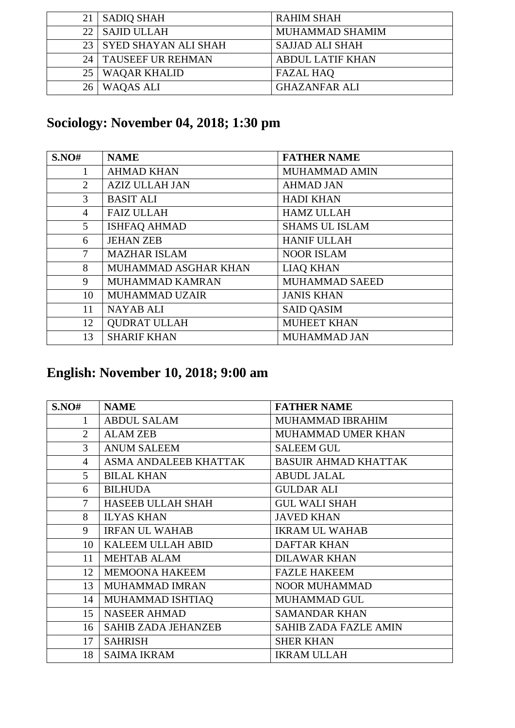| | | |
|---|---|---|
| 21 | SADIQ SHAH | RAHIM SHAH |
| 22 | SAJID ULLAH | MUHAMMAD SHAMIM |
| 23 | SYED SHAYAN ALI SHAH | SAJJAD ALI SHAH |
| 24 | TAUSEEF UR REHMAN | ABDUL LATIF KHAN |
| 25 | WAQAR KHALID | FAZAL HAQ |
| 26 | WAQAS ALI | GHAZANFAR ALI |

## Sociology: November 04, 2018; 1:30 pm

| S.NO# | NAME | FATHER NAME |
|---|---|---|
| 1 | AHMAD KHAN | MUHAMMAD AMIN |
| 2 | AZIZ ULLAH JAN | AHMAD JAN |
| 3 | BASIT ALI | HADI KHAN |
| 4 | FAIZ ULLAH | HAMZ ULLAH |
| 5 | ISHFAQ AHMAD | SHAMS UL ISLAM |
| 6 | JEHAN ZEB | HANIF ULLAH |
| 7 | MAZHAR ISLAM | NOOR ISLAM |
| 8 | MUHAMMAD ASGHAR KHAN | LIAQ KHAN |
| 9 | MUHAMMAD KAMRAN | MUHAMMAD SAEED |
| 10 | MUHAMMAD UZAIR | JANIS KHAN |
| 11 | NAYAB ALI | SAID QASIM |
| 12 | QUDRAT ULLAH | MUHEET KHAN |
| 13 | SHARIF KHAN | MUHAMMAD JAN |

## English: November 10, 2018; 9:00 am

| S.NO# | NAME | FATHER NAME |
|---|---|---|
| 1 | ABDUL SALAM | MUHAMMAD IBRAHIM |
| 2 | ALAM ZEB | MUHAMMAD UMER KHAN |
| 3 | ANUM SALEEM | SALEEM GUL |
| 4 | ASMA ANDALEEB KHATTAK | BASUIR AHMAD KHATTAK |
| 5 | BILAL KHAN | ABUDL JALAL |
| 6 | BILHUDA | GULDAR ALI |
| 7 | HASEEB ULLAH SHAH | GUL WALI SHAH |
| 8 | ILYAS KHAN | JAVED KHAN |
| 9 | IRFAN UL WAHAB | IKRAM UL WAHAB |
| 10 | KALEEM ULLAH ABID | DAFTAR KHAN |
| 11 | MEHTAB ALAM | DILAWAR KHAN |
| 12 | MEMOONA HAKEEM | FAZLE HAKEEM |
| 13 | MUHAMMAD IMRAN | NOOR MUHAMMAD |
| 14 | MUHAMMAD ISHTIAQ | MUHAMMAD GUL |
| 15 | NASEER AHMAD | SAMANDAR KHAN |
| 16 | SAHIB ZADA JEHANZEB | SAHIB ZADA FAZLE AMIN |
| 17 | SAHRISH | SHER KHAN |
| 18 | SAIMA IKRAM | IKRAM ULLAH |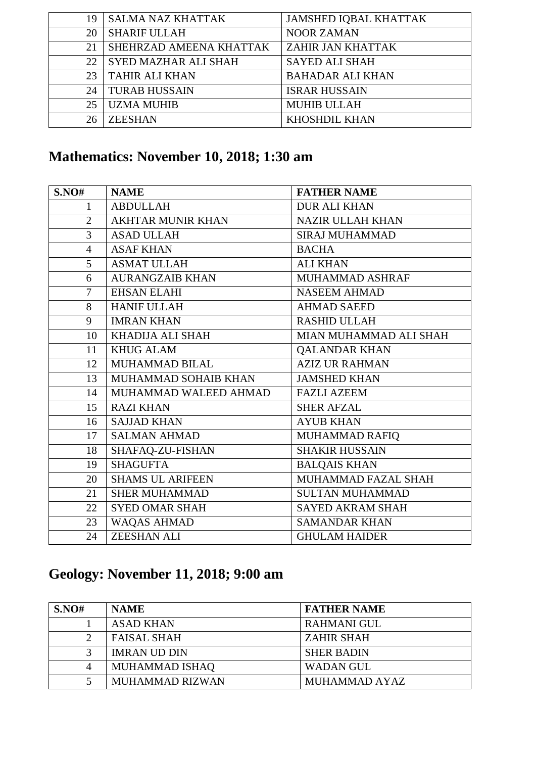| | | |
|---|---|---|
| 19 | SALMA NAZ KHATTAK | JAMSHED IQBAL KHATTAK |
| 20 | SHARIF ULLAH | NOOR ZAMAN |
| 21 | SHEHRZAD AMEENA KHATTAK | ZAHIR JAN KHATTAK |
| 22 | SYED MAZHAR ALI SHAH | SAYED ALI SHAH |
| 23 | TAHIR ALI KHAN | BAHADAR ALI KHAN |
| 24 | TURAB HUSSAIN | ISRAR HUSSAIN |
| 25 | UZMA MUHIB | MUHIB ULLAH |
| 26 | ZEESHAN | KHOSHDIL KHAN |

## Mathematics: November 10, 2018; 1:30 am

| S.NO# | NAME | FATHER NAME |
|---|---|---|
| 1 | ABDULLAH | DUR ALI KHAN |
| 2 | AKHTAR MUNIR KHAN | NAZIR ULLAH KHAN |
| 3 | ASAD ULLAH | SIRAJ MUHAMMAD |
| 4 | ASAF KHAN | BACHA |
| 5 | ASMAT ULLAH | ALI KHAN |
| 6 | AURANGZAIB KHAN | MUHAMMAD ASHRAF |
| 7 | EHSAN ELAHI | NASEEM AHMAD |
| 8 | HANIF ULLAH | AHMAD SAEED |
| 9 | IMRAN KHAN | RASHID ULLAH |
| 10 | KHADIJA ALI SHAH | MIAN MUHAMMAD ALI SHAH |
| 11 | KHUG ALAM | QALANDAR KHAN |
| 12 | MUHAMMAD BILAL | AZIZ UR RAHMAN |
| 13 | MUHAMMAD SOHAIB KHAN | JAMSHED KHAN |
| 14 | MUHAMMAD WALEED AHMAD | FAZLI AZEEM |
| 15 | RAZI KHAN | SHER AFZAL |
| 16 | SAJJAD KHAN | AYUB KHAN |
| 17 | SALMAN AHMAD | MUHAMMAD RAFIQ |
| 18 | SHAFAQ-ZU-FISHAN | SHAKIR HUSSAIN |
| 19 | SHAGUFTA | BALQAIS KHAN |
| 20 | SHAMS UL ARIFEEN | MUHAMMAD FAZAL SHAH |
| 21 | SHER MUHAMMAD | SULTAN MUHAMMAD |
| 22 | SYED OMAR SHAH | SAYED AKRAM SHAH |
| 23 | WAQAS AHMAD | SAMANDAR KHAN |
| 24 | ZEESHAN ALI | GHULAM HAIDER |

## Geology: November 11, 2018; 9:00 am

| S.NO# | NAME | FATHER NAME |
|---|---|---|
| 1 | ASAD KHAN | RAHMANI GUL |
| 2 | FAISAL SHAH | ZAHIR SHAH |
| 3 | IMRAN UD DIN | SHER BADIN |
| 4 | MUHAMMAD ISHAQ | WADAN GUL |
| 5 | MUHAMMAD RIZWAN | MUHAMMAD AYAZ |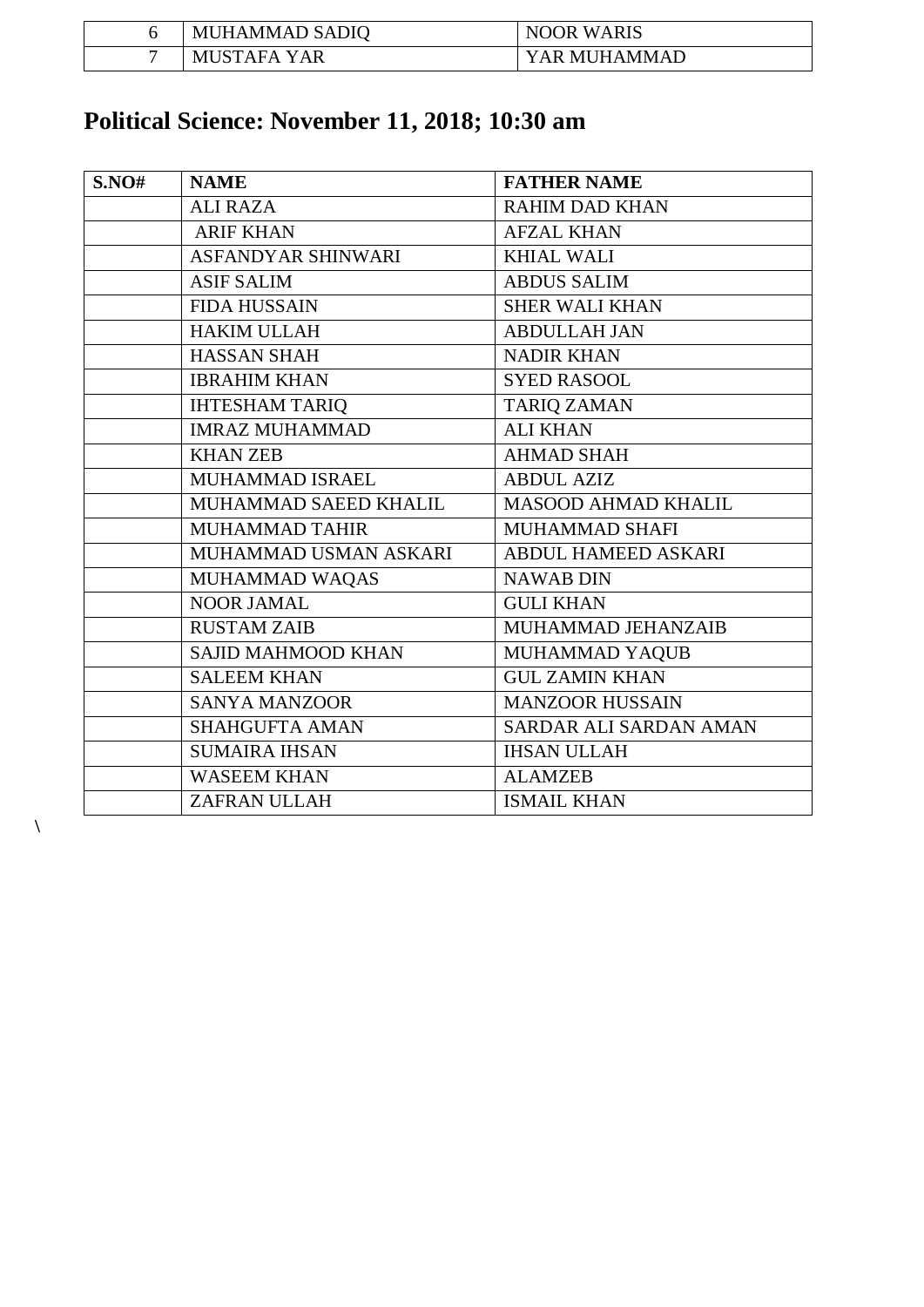| | | |
|---|---|---|
| 6 | MUHAMMAD SADIQ | NOOR WARIS |
| 7 | MUSTAFA YAR | YAR MUHAMMAD |

## Political Science: November 11, 2018; 10:30 am

| S.NO# | NAME | FATHER NAME |
|---|---|---|
| | ALI RAZA | RAHIM DAD KHAN |
| | ARIF KHAN | AFZAL KHAN |
| | ASFANDYAR SHINWARI | KHIAL WALI |
| | ASIF SALIM | ABDUS SALIM |
| | FIDA HUSSAIN | SHER WALI KHAN |
| | HAKIM ULLAH | ABDULLAH JAN |
| | HASSAN SHAH | NADIR KHAN |
| | IBRAHIM KHAN | SYED RASOOL |
| | IHTESHAM TARIQ | TARIQ ZAMAN |
| | IMRAZ MUHAMMAD | ALI KHAN |
| | KHAN ZEB | AHMAD SHAH |
| | MUHAMMAD ISRAEL | ABDUL AZIZ |
| | MUHAMMAD SAEED KHALIL | MASOOD AHMAD KHALIL |
| | MUHAMMAD TAHIR | MUHAMMAD SHAFI |
| | MUHAMMAD USMAN ASKARI | ABDUL HAMEED ASKARI |
| | MUHAMMAD WAQAS | NAWAB DIN |
| | NOOR JAMAL | GULI KHAN |
| | RUSTAM ZAIB | MUHAMMAD JEHANZAIB |
| | SAJID MAHMOOD KHAN | MUHAMMAD YAQUB |
| | SALEEM KHAN | GUL ZAMIN KHAN |
| | SANYA MANZOOR | MANZOOR HUSSAIN |
| | SHAHGUFTA AMAN | SARDAR ALI SARDAN AMAN |
| | SUMAIRA IHSAN | IHSAN ULLAH |
| | WASEEM KHAN | ALAMZEB |
| | ZAFRAN ULLAH | ISMAIL KHAN |

\